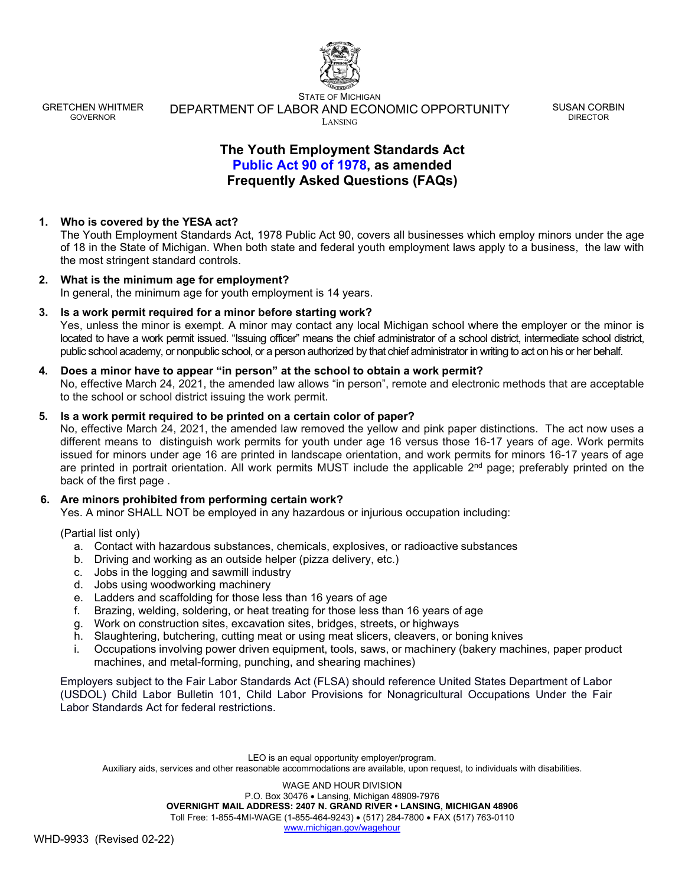STATE OF MICHIGAN

GRETCHEN WHITMER
GOVERNOR

DEPARTMENT OF LABOR AND ECONOMIC OPPORTUNITY
LANSING

SUSAN CORBIN
DIRECTOR

# The Youth Employment Standards Act
# Public Act 90 of 1978, as amended
# Frequently Asked Questions (FAQs)

1. **Who is covered by the YESA act?**
   The Youth Employment Standards Act, 1978 Public Act 90, covers all businesses which employ minors under the age of 18 in the State of Michigan. When both state and federal youth employment laws apply to a business, the law with the most stringent standard controls.

2. **What is the minimum age for employment?**
   In general, the minimum age for youth employment is 14 years.

3. **Is a work permit required for a minor before starting work?**
   Yes, unless the minor is exempt. A minor may contact any local Michigan school where the employer or the minor is located to have a work permit issued. "Issuing officer" means the chief administrator of a school district, intermediate school district, public school academy, or nonpublic school, or a person authorized by that chief administrator in writing to act on his or her behalf.

4. **Does a minor have to appear "in person" at the school to obtain a work permit?**
   No, effective March 24, 2021, the amended law allows "in person", remote and electronic methods that are acceptable to the school or school district issuing the work permit.

5. **Is a work permit required to be printed on a certain color of paper?**
   No, effective March 24, 2021, the amended law removed the yellow and pink paper distinctions. The act now uses a different means to distinguish work permits for youth under age 16 versus those 16-17 years of age. Work permits issued for minors under age 16 are printed in landscape orientation, and work permits for minors 16-17 years of age are printed in portrait orientation. All work permits MUST include the applicable 2nd page; preferably printed on the back of the first page .

6. **Are minors prohibited from performing certain work?**
   Yes. A minor SHALL NOT be employed in any hazardous or injurious occupation including:

   (Partial list only)
   a. Contact with hazardous substances, chemicals, explosives, or radioactive substances
   b. Driving and working as an outside helper (pizza delivery, etc.)
   c. Jobs in the logging and sawmill industry
   d. Jobs using woodworking machinery
   e. Ladders and scaffolding for those less than 16 years of age
   f. Brazing, welding, soldering, or heat treating for those less than 16 years of age
   g. Work on construction sites, excavation sites, bridges, streets, or highways
   h. Slaughtering, butchering, cutting meat or using meat slicers, cleavers, or boning knives
   i. Occupations involving power driven equipment, tools, saws, or machinery (bakery machines, paper product machines, and metal-forming, punching, and shearing machines)

   Employers subject to the Fair Labor Standards Act (FLSA) should reference United States Department of Labor (USDOL) Child Labor Bulletin 101, Child Labor Provisions for Nonagricultural Occupations Under the Fair Labor Standards Act for federal restrictions.

LEO is an equal opportunity employer/program.
Auxiliary aids, services and other reasonable accommodations are available, upon request, to individuals with disabilities.

WAGE AND HOUR DIVISION
P.O. Box 30476 • Lansing, Michigan 48909-7976
**OVERNIGHT MAIL ADDRESS: 2407 N. GRAND RIVER • LANSING, MICHIGAN 48906**
Toll Free: 1-855-4MI-WAGE (1-855-464-9243) • (517) 284-7800 • FAX (517) 763-0110
www.michigan.gov/wagehour

WHD-9933 (Revised 02-22)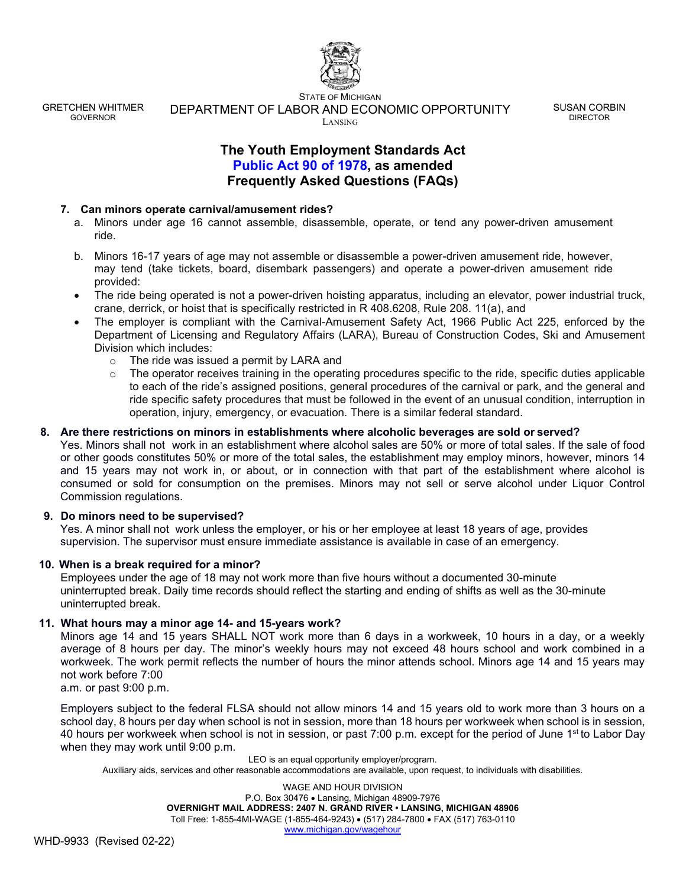STATE OF MICHIGAN

GRETCHEN WHITMER
GOVERNOR

DEPARTMENT OF LABOR AND ECONOMIC OPPORTUNITY
LANSING

SUSAN CORBIN
DIRECTOR

# The Youth Employment Standards Act
## Public Act 90 of 1978, as amended
## Frequently Asked Questions (FAQs)

**7. Can minors operate carnival/amusement rides?**

a. Minors under age 16 cannot assemble, disassemble, operate, or tend any power-driven amusement ride.

b. Minors 16-17 years of age may not assemble or disassemble a power-driven amusement ride, however, may tend (take tickets, board, disembark passengers) and operate a power-driven amusement ride provided:

- The ride being operated is not a power-driven hoisting apparatus, including an elevator, power industrial truck, crane, derrick, or hoist that is specifically restricted in R 408.6208, Rule 208. 11(a), and
- The employer is compliant with the Carnival-Amusement Safety Act, 1966 Public Act 225, enforced by the Department of Licensing and Regulatory Affairs (LARA), Bureau of Construction Codes, Ski and Amusement Division which includes:
  - The ride was issued a permit by LARA and
  - The operator receives training in the operating procedures specific to the ride, specific duties applicable to each of the ride's assigned positions, general procedures of the carnival or park, and the general and ride specific safety procedures that must be followed in the event of an unusual condition, interruption in operation, injury, emergency, or evacuation. There is a similar federal standard.

**8. Are there restrictions on minors in establishments where alcoholic beverages are sold or served?**

Yes. Minors shall not work in an establishment where alcohol sales are 50% or more of total sales. If the sale of food or other goods constitutes 50% or more of the total sales, the establishment may employ minors, however, minors 14 and 15 years may not work in, or about, or in connection with that part of the establishment where alcohol is consumed or sold for consumption on the premises. Minors may not sell or serve alcohol under Liquor Control Commission regulations.

**9. Do minors need to be supervised?**

Yes. A minor shall not work unless the employer, or his or her employee at least 18 years of age, provides supervision. The supervisor must ensure immediate assistance is available in case of an emergency.

**10. When is a break required for a minor?**

Employees under the age of 18 may not work more than five hours without a documented 30-minute uninterrupted break. Daily time records should reflect the starting and ending of shifts as well as the 30-minute uninterrupted break.

**11. What hours may a minor age 14- and 15-years work?**

Minors age 14 and 15 years SHALL NOT work more than 6 days in a workweek, 10 hours in a day, or a weekly average of 8 hours per day. The minor's weekly hours may not exceed 48 hours school and work combined in a workweek. The work permit reflects the number of hours the minor attends school. Minors age 14 and 15 years may not work before 7:00 a.m. or past 9:00 p.m.

Employers subject to the federal FLSA should not allow minors 14 and 15 years old to work more than 3 hours on a school day, 8 hours per day when school is not in session, more than 18 hours per workweek when school is in session, 40 hours per workweek when school is not in session, or past 7:00 p.m. except for the period of June 1st to Labor Day when they may work until 9:00 p.m.

LEO is an equal opportunity employer/program.
Auxiliary aids, services and other reasonable accommodations are available, upon request, to individuals with disabilities.

WAGE AND HOUR DIVISION
P.O. Box 30476 • Lansing, Michigan 48909-7976
**OVERNIGHT MAIL ADDRESS: 2407 N. GRAND RIVER • LANSING, MICHIGAN 48906**
Toll Free: 1-855-4MI-WAGE (1-855-464-9243) • (517) 284-7800 • FAX (517) 763-0110
www.michigan.gov/wagehour

WHD-9933 (Revised 02-22)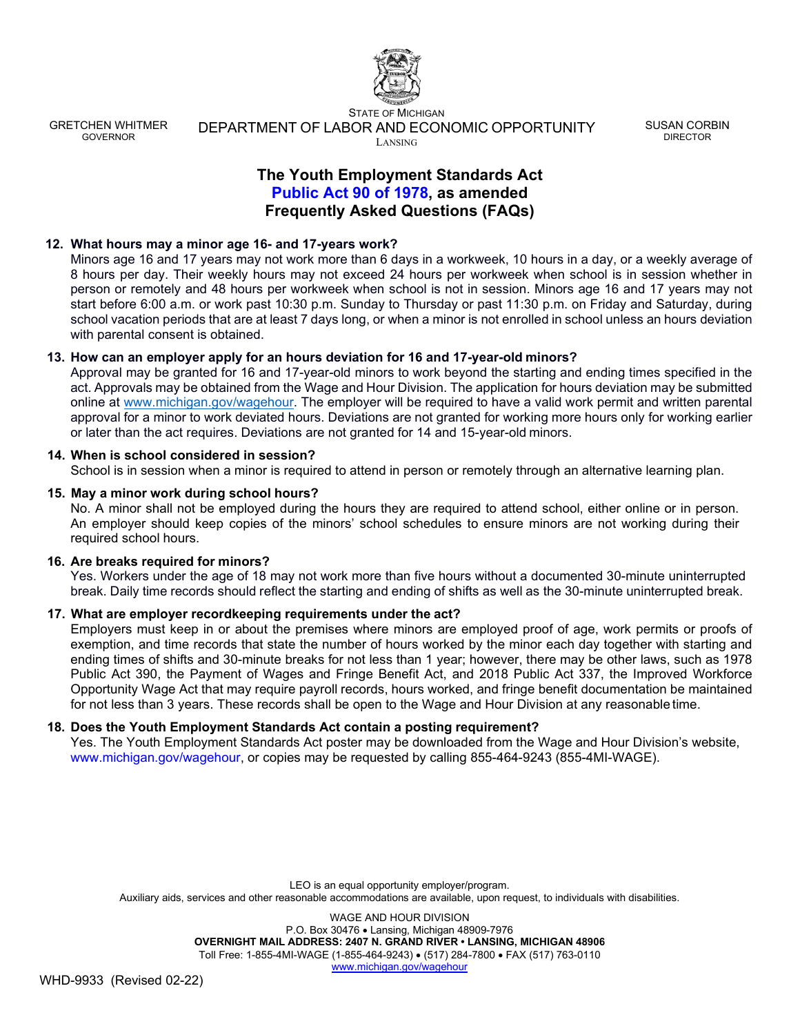GRETCHEN WHITMER
GOVERNOR

STATE OF MICHIGAN
DEPARTMENT OF LABOR AND ECONOMIC OPPORTUNITY
LANSING

SUSAN CORBIN
DIRECTOR

# The Youth Employment Standards Act
# Public Act 90 of 1978, as amended
# Frequently Asked Questions (FAQs)

**12. What hours may a minor age 16- and 17-years work?**

Minors age 16 and 17 years may not work more than 6 days in a workweek, 10 hours in a day, or a weekly average of 8 hours per day. Their weekly hours may not exceed 24 hours per workweek when school is in session whether in person or remotely and 48 hours per workweek when school is not in session. Minors age 16 and 17 years may not start before 6:00 a.m. or work past 10:30 p.m. Sunday to Thursday or past 11:30 p.m. on Friday and Saturday, during school vacation periods that are at least 7 days long, or when a minor is not enrolled in school unless an hours deviation with parental consent is obtained.

**13. How can an employer apply for an hours deviation for 16 and 17-year-old minors?**

Approval may be granted for 16 and 17-year-old minors to work beyond the starting and ending times specified in the act. Approvals may be obtained from the Wage and Hour Division. The application for hours deviation may be submitted online at www.michigan.gov/wagehour. The employer will be required to have a valid work permit and written parental approval for a minor to work deviated hours. Deviations are not granted for working more hours only for working earlier or later than the act requires. Deviations are not granted for 14 and 15-year-old minors.

**14. When is school considered in session?**

School is in session when a minor is required to attend in person or remotely through an alternative learning plan.

**15. May a minor work during school hours?**

No. A minor shall not be employed during the hours they are required to attend school, either online or in person. An employer should keep copies of the minors' school schedules to ensure minors are not working during their required school hours.

**16. Are breaks required for minors?**

Yes. Workers under the age of 18 may not work more than five hours without a documented 30-minute uninterrupted break. Daily time records should reflect the starting and ending of shifts as well as the 30-minute uninterrupted break.

**17. What are employer recordkeeping requirements under the act?**

Employers must keep in or about the premises where minors are employed proof of age, work permits or proofs of exemption, and time records that state the number of hours worked by the minor each day together with starting and ending times of shifts and 30-minute breaks for not less than 1 year; however, there may be other laws, such as 1978 Public Act 390, the Payment of Wages and Fringe Benefit Act, and 2018 Public Act 337, the Improved Workforce Opportunity Wage Act that may require payroll records, hours worked, and fringe benefit documentation be maintained for not less than 3 years. These records shall be open to the Wage and Hour Division at any reasonable time.

**18. Does the Youth Employment Standards Act contain a posting requirement?**

Yes. The Youth Employment Standards Act poster may be downloaded from the Wage and Hour Division's website, www.michigan.gov/wagehour, or copies may be requested by calling 855-464-9243 (855-4MI-WAGE).

LEO is an equal opportunity employer/program.
Auxiliary aids, services and other reasonable accommodations are available, upon request, to individuals with disabilities.

WAGE AND HOUR DIVISION
P.O. Box 30476 • Lansing, Michigan 48909-7976
**OVERNIGHT MAIL ADDRESS: 2407 N. GRAND RIVER • LANSING, MICHIGAN 48906**
Toll Free: 1-855-4MI-WAGE (1-855-464-9243) • (517) 284-7800 • FAX (517) 763-0110
www.michigan.gov/wagehour

WHD-9933 (Revised 02-22)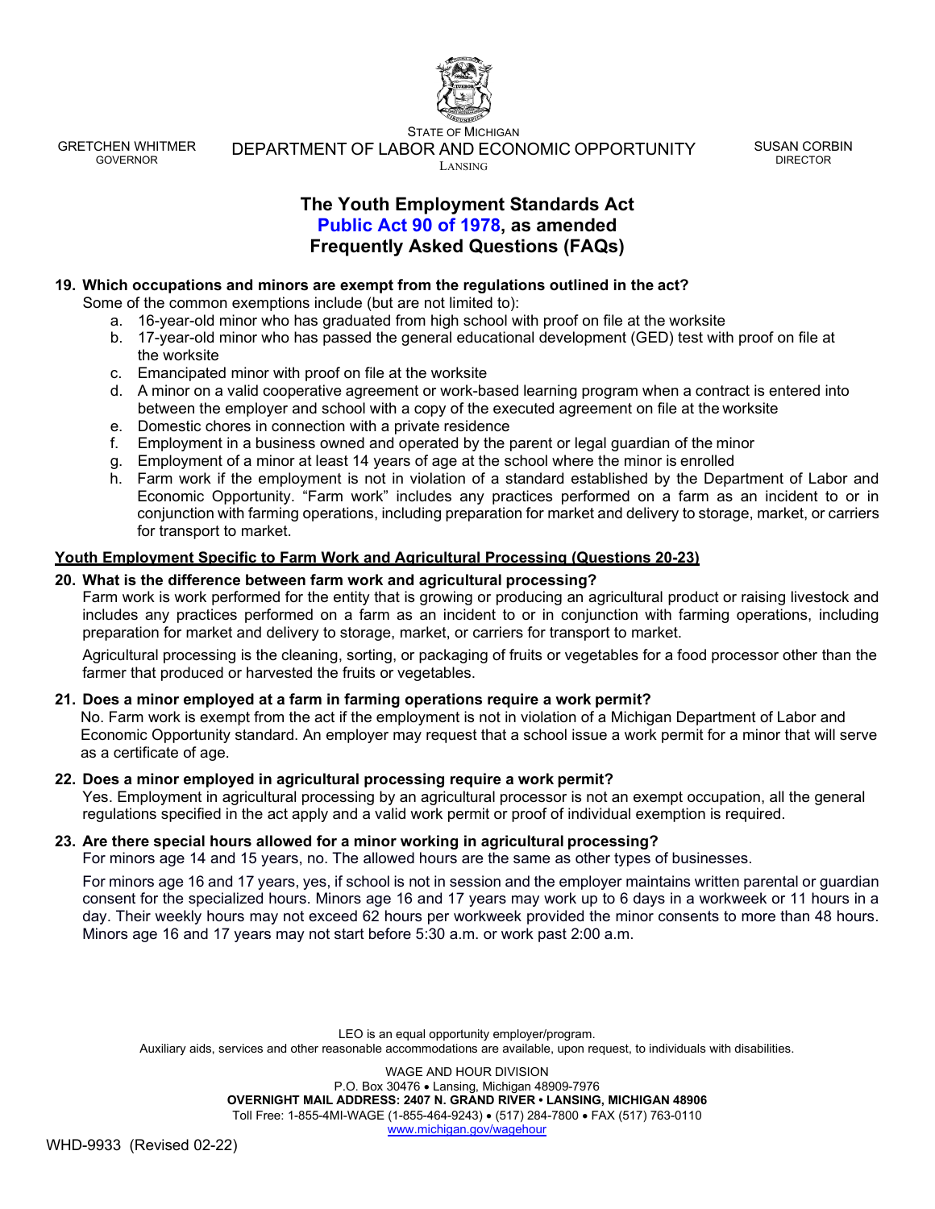STATE OF MICHIGAN

GRETCHEN WHITMER
GOVERNOR

DEPARTMENT OF LABOR AND ECONOMIC OPPORTUNITY
LANSING

SUSAN CORBIN
DIRECTOR

# The Youth Employment Standards Act
# Public Act 90 of 1978, as amended
# Frequently Asked Questions (FAQs)

**19. Which occupations and minors are exempt from the regulations outlined in the act?**

Some of the common exemptions include (but are not limited to):

a. 16-year-old minor who has graduated from high school with proof on file at the worksite
b. 17-year-old minor who has passed the general educational development (GED) test with proof on file at the worksite
c. Emancipated minor with proof on file at the worksite
d. A minor on a valid cooperative agreement or work-based learning program when a contract is entered into between the employer and school with a copy of the executed agreement on file at the worksite
e. Domestic chores in connection with a private residence
f. Employment in a business owned and operated by the parent or legal guardian of the minor
g. Employment of a minor at least 14 years of age at the school where the minor is enrolled
h. Farm work if the employment is not in violation of a standard established by the Department of Labor and Economic Opportunity. "Farm work" includes any practices performed on a farm as an incident to or in conjunction with farming operations, including preparation for market and delivery to storage, market, or carriers for transport to market.

## Youth Employment Specific to Farm Work and Agricultural Processing (Questions 20-23)

**20. What is the difference between farm work and agricultural processing?**

Farm work is work performed for the entity that is growing or producing an agricultural product or raising livestock and includes any practices performed on a farm as an incident to or in conjunction with farming operations, including preparation for market and delivery to storage, market, or carriers for transport to market.

Agricultural processing is the cleaning, sorting, or packaging of fruits or vegetables for a food processor other than the farmer that produced or harvested the fruits or vegetables.

**21. Does a minor employed at a farm in farming operations require a work permit?**

No. Farm work is exempt from the act if the employment is not in violation of a Michigan Department of Labor and Economic Opportunity standard. An employer may request that a school issue a work permit for a minor that will serve as a certificate of age.

**22. Does a minor employed in agricultural processing require a work permit?**

Yes. Employment in agricultural processing by an agricultural processor is not an exempt occupation, all the general regulations specified in the act apply and a valid work permit or proof of individual exemption is required.

**23. Are there special hours allowed for a minor working in agricultural processing?**

For minors age 14 and 15 years, no. The allowed hours are the same as other types of businesses.

For minors age 16 and 17 years, yes, if school is not in session and the employer maintains written parental or guardian consent for the specialized hours. Minors age 16 and 17 years may work up to 6 days in a workweek or 11 hours in a day. Their weekly hours may not exceed 62 hours per workweek provided the minor consents to more than 48 hours. Minors age 16 and 17 years may not start before 5:30 a.m. or work past 2:00 a.m.

LEO is an equal opportunity employer/program.
Auxiliary aids, services and other reasonable accommodations are available, upon request, to individuals with disabilities.

WAGE AND HOUR DIVISION
P.O. Box 30476 • Lansing, Michigan 48909-7976
**OVERNIGHT MAIL ADDRESS: 2407 N. GRAND RIVER • LANSING, MICHIGAN 48906**
Toll Free: 1-855-4MI-WAGE (1-855-464-9243) • (517) 284-7800 • FAX (517) 763-0110
www.michigan.gov/wagehour

WHD-9933 (Revised 02-22)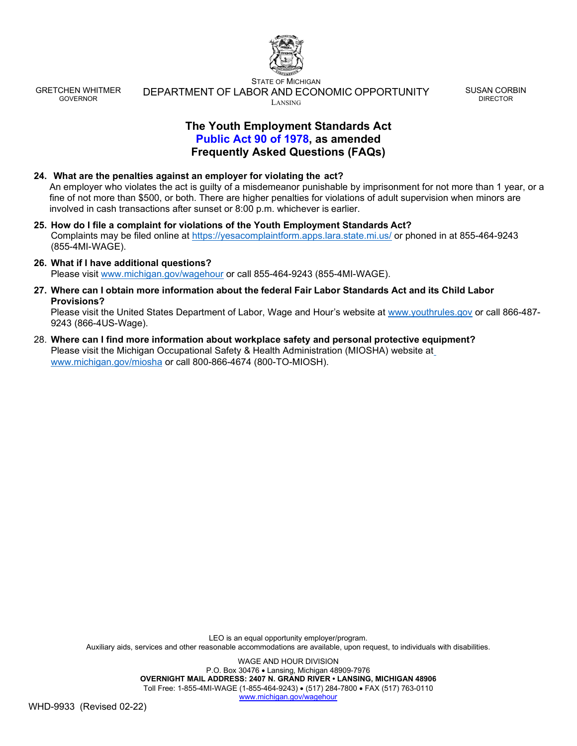STATE OF MICHIGAN

GRETCHEN WHITMER
GOVERNOR

DEPARTMENT OF LABOR AND ECONOMIC OPPORTUNITY
LANSING

SUSAN CORBIN
DIRECTOR

# The Youth Employment Standards Act
# Public Act 90 of 1978, as amended
# Frequently Asked Questions (FAQs)

**24. What are the penalties against an employer for violating the act?**
An employer who violates the act is guilty of a misdemeanor punishable by imprisonment for not more than 1 year, or a fine of not more than $500, or both. There are higher penalties for violations of adult supervision when minors are involved in cash transactions after sunset or 8:00 p.m. whichever is earlier.

**25. How do I file a complaint for violations of the Youth Employment Standards Act?**
Complaints may be filed online at https://yesacomplaintform.apps.lara.state.mi.us/ or phoned in at 855-464-9243 (855-4MI-WAGE).

**26. What if I have additional questions?**
Please visit www.michigan.gov/wagehour or call 855-464-9243 (855-4MI-WAGE).

**27. Where can I obtain more information about the federal Fair Labor Standards Act and its Child Labor Provisions?**
Please visit the United States Department of Labor, Wage and Hour's website at www.youthrules.gov or call 866-487-9243 (866-4US-Wage).

28. **Where can I find more information about workplace safety and personal protective equipment?**
Please visit the Michigan Occupational Safety & Health Administration (MIOSHA) website at www.michigan.gov/miosha or call 800-866-4674 (800-TO-MIOSH).

LEO is an equal opportunity employer/program.
Auxiliary aids, services and other reasonable accommodations are available, upon request, to individuals with disabilities.

WAGE AND HOUR DIVISION
P.O. Box 30476 • Lansing, Michigan 48909-7976
**OVERNIGHT MAIL ADDRESS: 2407 N. GRAND RIVER • LANSING, MICHIGAN 48906**
Toll Free: 1-855-4MI-WAGE (1-855-464-9243) • (517) 284-7800 • FAX (517) 763-0110
www.michigan.gov/wagehour

WHD-9933 (Revised 02-22)